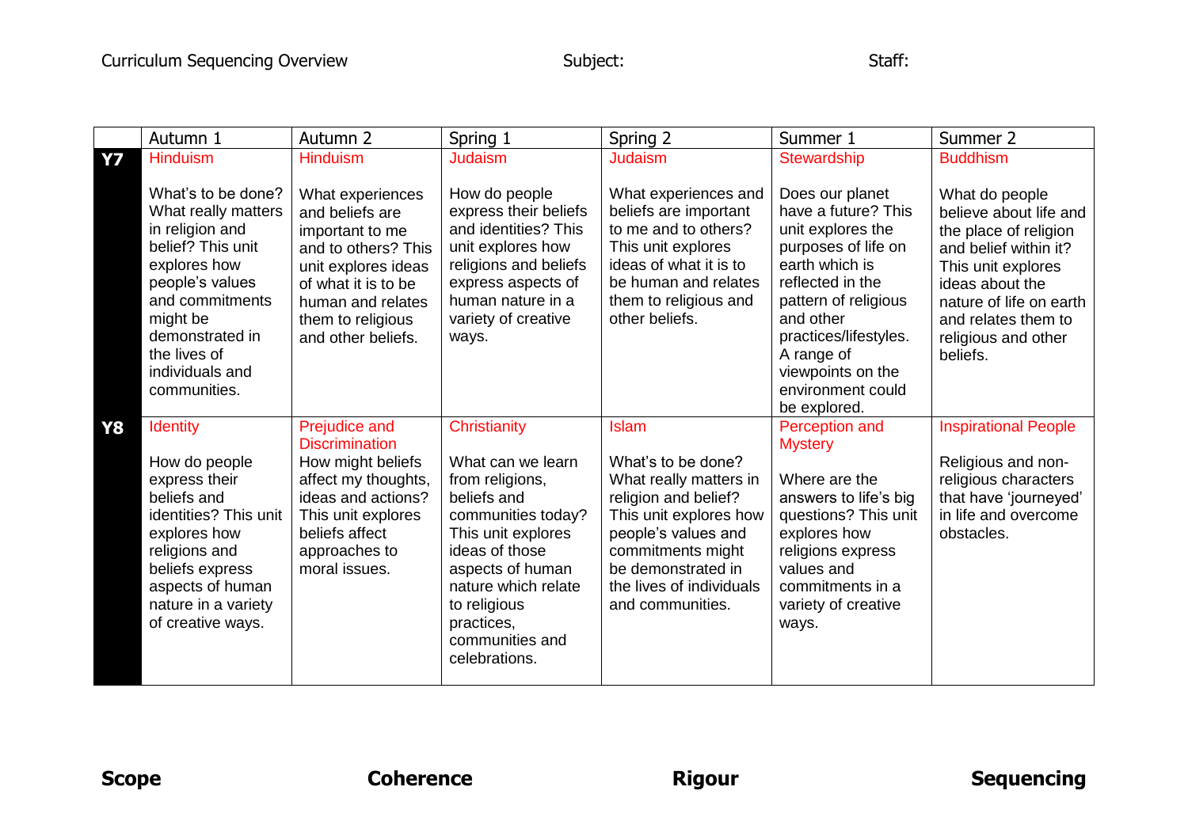Curriculum Sequencing Overview Subject: Staff:

| | Autumn 1 | Autumn 2 | Spring 1 | Spring 2 | Summer 1 | Summer 2 |
|---|---|---|---|---|---|---|
| **Y7** | Hinduism<br><br>What's to be done? What really matters in religion and belief? This unit explores how people's values and commitments might be demonstrated in the lives of individuals and communities. | Hinduism<br><br>What experiences and beliefs are important to me and to others? This unit explores ideas of what it is to be human and relates them to religious and other beliefs. | Judaism<br><br>How do people express their beliefs and identities? This unit explores how religions and beliefs express aspects of human nature in a variety of creative ways. | Judaism<br><br>What experiences and beliefs are important to me and to others? This unit explores ideas of what it is to be human and relates them to religious and other beliefs. | Stewardship<br><br>Does our planet have a future? This unit explores the purposes of life on earth which is reflected in the pattern of religious and other practices/lifestyles. A range of viewpoints on the environment could be explored. | Buddhism<br><br>What do people believe about life and the place of religion and belief within it? This unit explores ideas about the nature of life on earth and relates them to religious and other beliefs. |
| **Y8** | Identity<br><br>How do people express their beliefs and identities? This unit explores how religions and beliefs express aspects of human nature in a variety of creative ways. | Prejudice and Discrimination<br>How might beliefs affect my thoughts, ideas and actions? This unit explores beliefs affect approaches to moral issues. | Christianity<br><br>What can we learn from religions, beliefs and communities today? This unit explores ideas of those aspects of human nature which relate to religious practices, communities and celebrations. | Islam<br><br>What's to be done? What really matters in religion and belief? This unit explores how people's values and commitments might be demonstrated in the lives of individuals and communities. | Perception and Mystery<br><br>Where are the answers to life's big questions? This unit explores how religions express values and commitments in a variety of creative ways. | Inspirational People<br><br>Religious and non-religious characters that have 'journeyed' in life and overcome obstacles. |

**Scope** **Coherence** **Rigour** **Sequencing**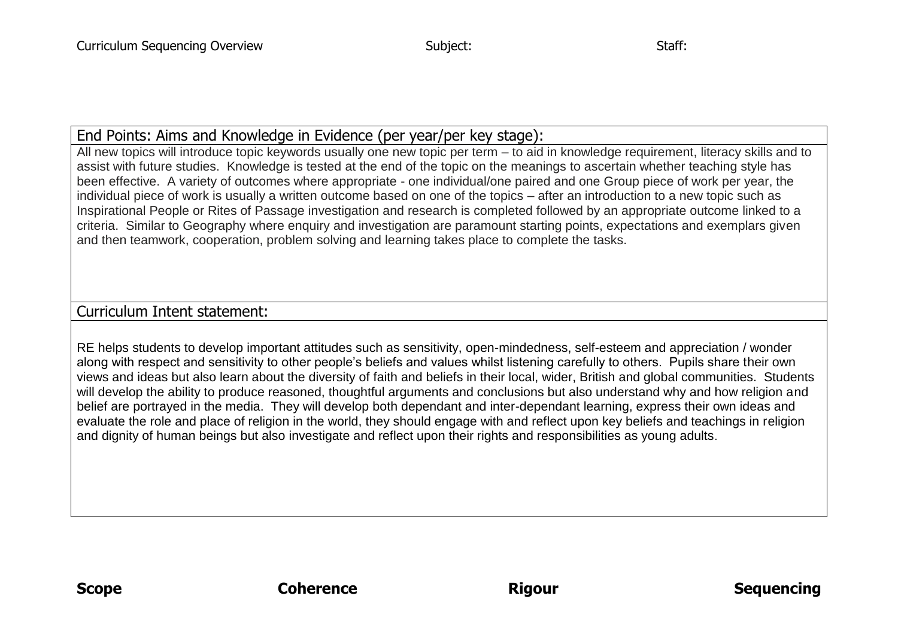Curriculum Sequencing Overview Subject: Staff:

## End Points: Aims and Knowledge in Evidence (per year/per key stage):

All new topics will introduce topic keywords usually one new topic per term – to aid in knowledge requirement, literacy skills and to assist with future studies. Knowledge is tested at the end of the topic on the meanings to ascertain whether teaching style has been effective. A variety of outcomes where appropriate - one individual/one paired and one Group piece of work per year, the individual piece of work is usually a written outcome based on one of the topics – after an introduction to a new topic such as Inspirational People or Rites of Passage investigation and research is completed followed by an appropriate outcome linked to a criteria. Similar to Geography where enquiry and investigation are paramount starting points, expectations and exemplars given and then teamwork, cooperation, problem solving and learning takes place to complete the tasks.

## Curriculum Intent statement:

RE helps students to develop important attitudes such as sensitivity, open-mindedness, self-esteem and appreciation / wonder along with respect and sensitivity to other people's beliefs and values whilst listening carefully to others. Pupils share their own views and ideas but also learn about the diversity of faith and beliefs in their local, wider, British and global communities. Students will develop the ability to produce reasoned, thoughtful arguments and conclusions but also understand why and how religion and belief are portrayed in the media. They will develop both dependant and inter-dependant learning, express their own ideas and evaluate the role and place of religion in the world, they should engage with and reflect upon key beliefs and teachings in religion and dignity of human beings but also investigate and reflect upon their rights and responsibilities as young adults.

**Scope** **Coherence** **Rigour** **Sequencing**